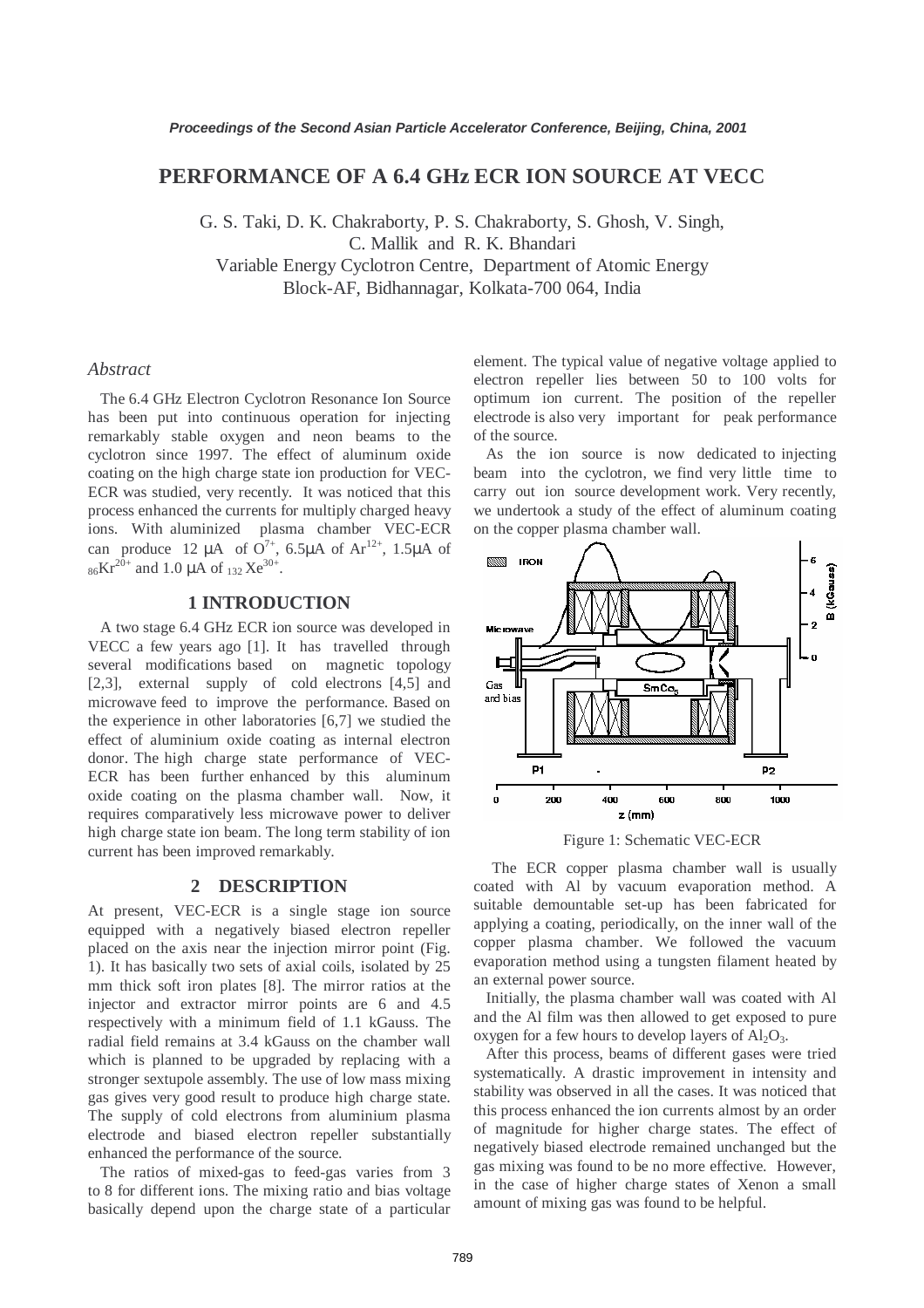# PERFORMANCE OF A 6.4 GHz ECR ION SOURCE AT VECC

G. S. Taki, D. K. Chakraborty, P. S. Chakraborty, S. Ghosh, V. Singh, C. Mallik and R. K. Bhandari
Variable Energy Cyclotron Centre, Department of Atomic Energy
Block-AF, Bidhannagar, Kolkata-700 064, India

## *Abstract*

The 6.4 GHz Electron Cyclotron Resonance Ion Source has been put into continuous operation for injecting remarkably stable oxygen and neon beams to the cyclotron since 1997. The effect of aluminum oxide coating on the high charge state ion production for VEC-ECR was studied, very recently. It was noticed that this process enhanced the currents for multiply charged heavy ions. With aluminized plasma chamber VEC-ECR can produce 12 μA of $O^{7+}$, 6.5μA of $Ar^{12+}$, 1.5μA of $_{86}Kr^{20+}$ and 1.0 μA of $_{132}Xe^{30+}$.

## 1 INTRODUCTION

A two stage 6.4 GHz ECR ion source was developed in VECC a few years ago [1]. It has travelled through several modifications based on magnetic topology [2,3], external supply of cold electrons [4,5] and microwave feed to improve the performance. Based on the experience in other laboratories [6,7] we studied the effect of aluminium oxide coating as internal electron donor. The high charge state performance of VEC-ECR has been further enhanced by this aluminum oxide coating on the plasma chamber wall. Now, it requires comparatively less microwave power to deliver high charge state ion beam. The long term stability of ion current has been improved remarkably.

## 2 DESCRIPTION

At present, VEC-ECR is a single stage ion source equipped with a negatively biased electron repeller placed on the axis near the injection mirror point (Fig. 1). It has basically two sets of axial coils, isolated by 25 mm thick soft iron plates [8]. The mirror ratios at the injector and extractor mirror points are 6 and 4.5 respectively with a minimum field of 1.1 kGauss. The radial field remains at 3.4 kGauss on the chamber wall which is planned to be upgraded by replacing with a stronger sextupole assembly. The use of low mass mixing gas gives very good result to produce high charge state. The supply of cold electrons from aluminium plasma electrode and biased electron repeller substantially enhanced the performance of the source.

The ratios of mixed-gas to feed-gas varies from 3 to 8 for different ions. The mixing ratio and bias voltage basically depend upon the charge state of a particular element. The typical value of negative voltage applied to electron repeller lies between 50 to 100 volts for optimum ion current. The position of the repeller electrode is also very important for peak performance of the source.

As the ion source is now dedicated to injecting beam into the cyclotron, we find very little time to carry out ion source development work. Very recently, we undertook a study of the effect of aluminum coating on the copper plasma chamber wall.

Figure 1: Schematic VEC-ECR

The ECR copper plasma chamber wall is usually coated with Al by vacuum evaporation method. A suitable demountable set-up has been fabricated for applying a coating, periodically, on the inner wall of the copper plasma chamber. We followed the vacuum evaporation method using a tungsten filament heated by an external power source.

Initially, the plasma chamber wall was coated with Al and the Al film was then allowed to get exposed to pure oxygen for a few hours to develop layers of $Al_2O_3$.

After this process, beams of different gases were tried systematically. A drastic improvement in intensity and stability was observed in all the cases. It was noticed that this process enhanced the ion currents almost by an order of magnitude for higher charge states. The effect of negatively biased electrode remained unchanged but the gas mixing was found to be no more effective. However, in the case of higher charge states of Xenon a small amount of mixing gas was found to be helpful.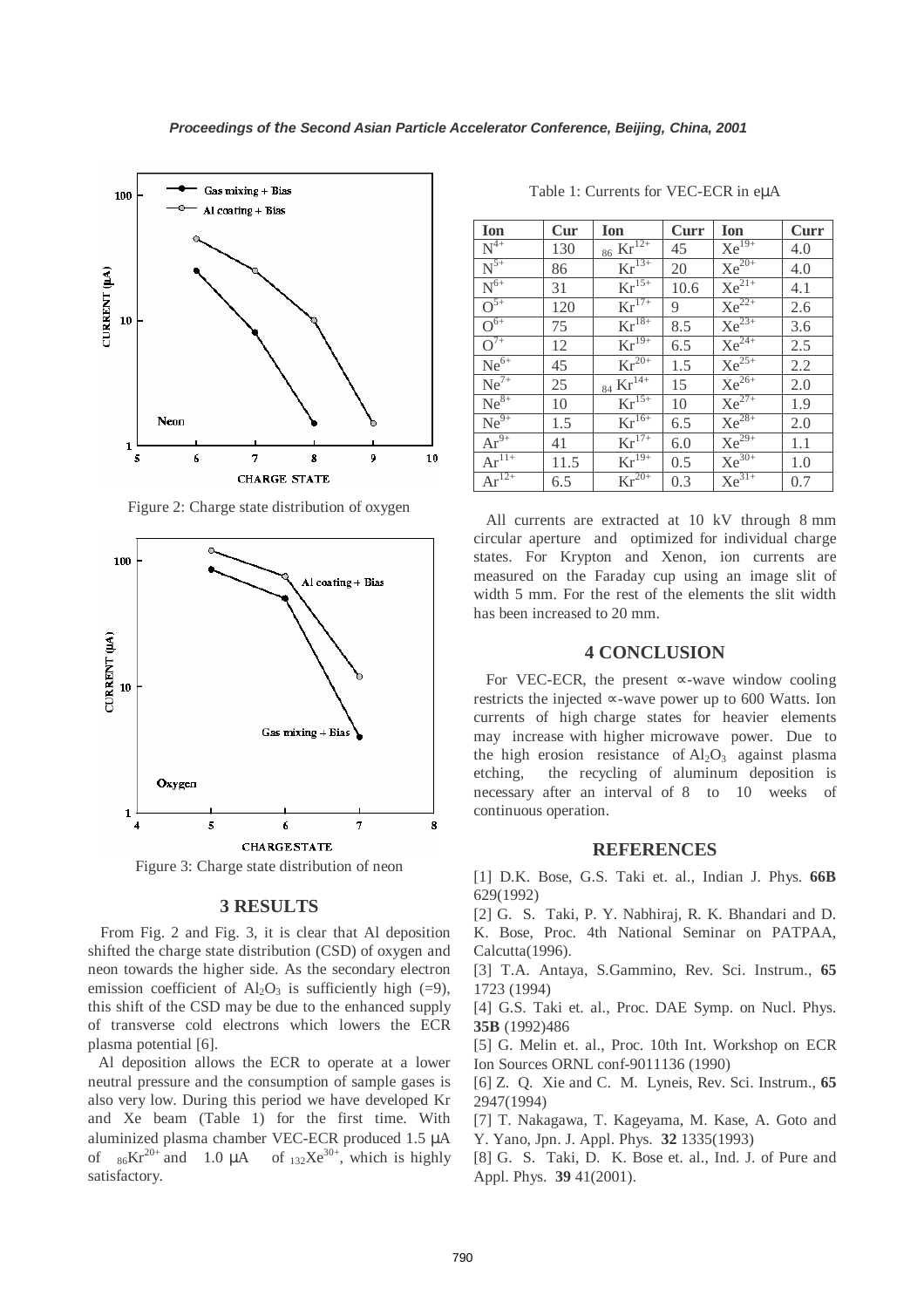Gas mixing + Bias
Al coating + Bias
CURRENT (μA)
100
10
1
Neon
5 6 7 8 9 10
CHARGE STATE

Figure 2: Charge state distribution of oxygen

CURRENT (μA)
100
10
1
Al coating + Bias
Gas mixing + Bias
Oxygen
4 5 6 7 8
CHARGESTATE

Figure 3: Charge state distribution of neon

## 3 RESULTS

From Fig. 2 and Fig. 3, it is clear that Al deposition shifted the charge state distribution (CSD) of oxygen and neon towards the higher side. As the secondary electron emission coefficient of $Al_2O_3$ is sufficiently high (=9), this shift of the CSD may be due to the enhanced supply of transverse cold electrons which lowers the ECR plasma potential [6].

Al deposition allows the ECR to operate at a lower neutral pressure and the consumption of sample gases is also very low. During this period we have developed Kr and Xe beam (Table 1) for the first time. With aluminized plasma chamber VEC-ECR produced 1.5 μA of $_{86}Kr^{20+}$ and 1.0 μA of $_{132}Xe^{30+}$, which is highly satisfactory.

Table 1: Currents for VEC-ECR in eμA

| Ion | Cur | Ion | Curr | Ion | Curr |
|---|---|---|---|---|---|
| $N^{4+}$ | 130 | $_{86}Kr^{12+}$ | 45 | $Xe^{19+}$ | 4.0 |
| $N^{5+}$ | 86 | $Kr^{13+}$ | 20 | $Xe^{20+}$ | 4.0 |
| $N^{6+}$ | 31 | $Kr^{15+}$ | 10.6 | $Xe^{21+}$ | 4.1 |
| $O^{5+}$ | 120 | $Kr^{17+}$ | 9 | $Xe^{22+}$ | 2.6 |
| $O^{6+}$ | 75 | $Kr^{18+}$ | 8.5 | $Xe^{23+}$ | 3.6 |
| $O^{7+}$ | 12 | $Kr^{19+}$ | 6.5 | $Xe^{24+}$ | 2.5 |
| $Ne^{6+}$ | 45 | $Kr^{20+}$ | 1.5 | $Xe^{25+}$ | 2.2 |
| $Ne^{7+}$ | 25 | $_{84}Kr^{14+}$ | 15 | $Xe^{26+}$ | 2.0 |
| $Ne^{8+}$ | 10 | $Kr^{15+}$ | 10 | $Xe^{27+}$ | 1.9 |
| $Ne^{9+}$ | 1.5 | $Kr^{16+}$ | 6.5 | $Xe^{28+}$ | 2.0 |
| $Ar^{9+}$ | 41 | $Kr^{17+}$ | 6.0 | $Xe^{29+}$ | 1.1 |
| $Ar^{11+}$ | 11.5 | $Kr^{19+}$ | 0.5 | $Xe^{30+}$ | 1.0 |
| $Ar^{12+}$ | 6.5 | $Kr^{20+}$ | 0.3 | $Xe^{31+}$ | 0.7 |

All currents are extracted at 10 kV through 8 mm circular aperture and optimized for individual charge states. For Krypton and Xenon, ion currents are measured on the Faraday cup using an image slit of width 5 mm. For the rest of the elements the slit width has been increased to 20 mm.

## 4 CONCLUSION

For VEC-ECR, the present ∝-wave window cooling restricts the injected ∝-wave power up to 600 Watts. Ion currents of high charge states for heavier elements may increase with higher microwave power. Due to the high erosion resistance of $Al_2O_3$ against plasma etching, the recycling of aluminum deposition is necessary after an interval of 8 to 10 weeks of continuous operation.

## REFERENCES

[1] D.K. Bose, G.S. Taki et. al., Indian J. Phys. **66B** 629(1992)

[2] G. S. Taki, P. Y. Nabhiraj, R. K. Bhandari and D. K. Bose, Proc. 4th National Seminar on PATPAA, Calcutta(1996).

[3] T.A. Antaya, S.Gammino, Rev. Sci. Instrum., **65** 1723 (1994)

[4] G.S. Taki et. al., Proc. DAE Symp. on Nucl. Phys. **35B** (1992)486

[5] G. Melin et. al., Proc. 10th Int. Workshop on ECR Ion Sources ORNL conf-9011136 (1990)

[6] Z. Q. Xie and C. M. Lyneis, Rev. Sci. Instrum., **65** 2947(1994)

[7] T. Nakagawa, T. Kageyama, M. Kase, A. Goto and Y. Yano, Jpn. J. Appl. Phys. **32** 1335(1993)

[8] G. S. Taki, D. K. Bose et. al., Ind. J. of Pure and Appl. Phys. **39** 41(2001).